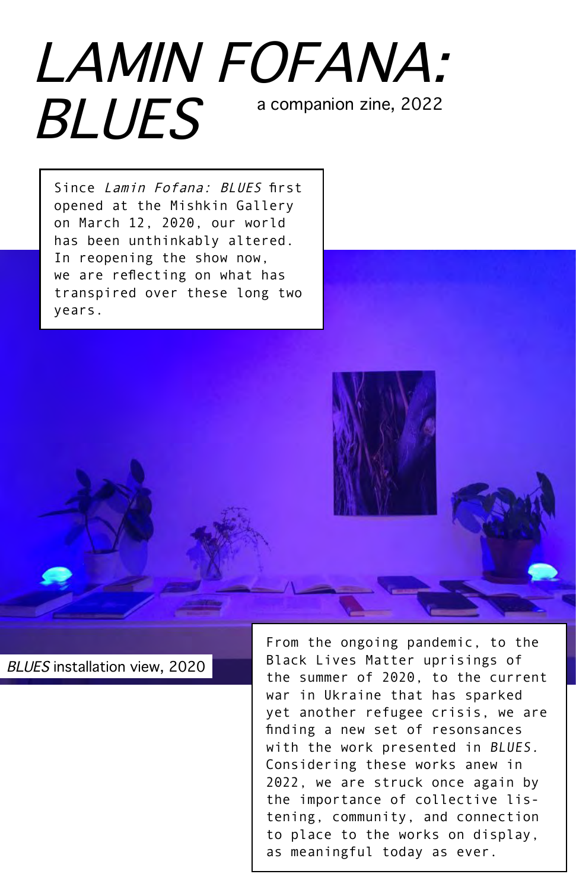# *LAMIN FOFANA: BLUES*

a companion zine, 2022

Since *Lamin Fofana: BLUES* first opened at the Mishkin Gallery on March 12, 2020, our world has been unthinkably altered. In reopening the show now, we are reflecting on what has transpired over these long two years.

*BLUES* installation view, 2020

From the ongoing pandemic, to the Black Lives Matter uprisings of the summer of 2020, to the current war in Ukraine that has sparked yet another refugee crisis, we are finding a new set of resonsances with the work presented in *BLUES*. Considering these works anew in 2022, we are struck once again by the importance of collective listening, community, and connection to place to the works on display, as meaningful today as ever.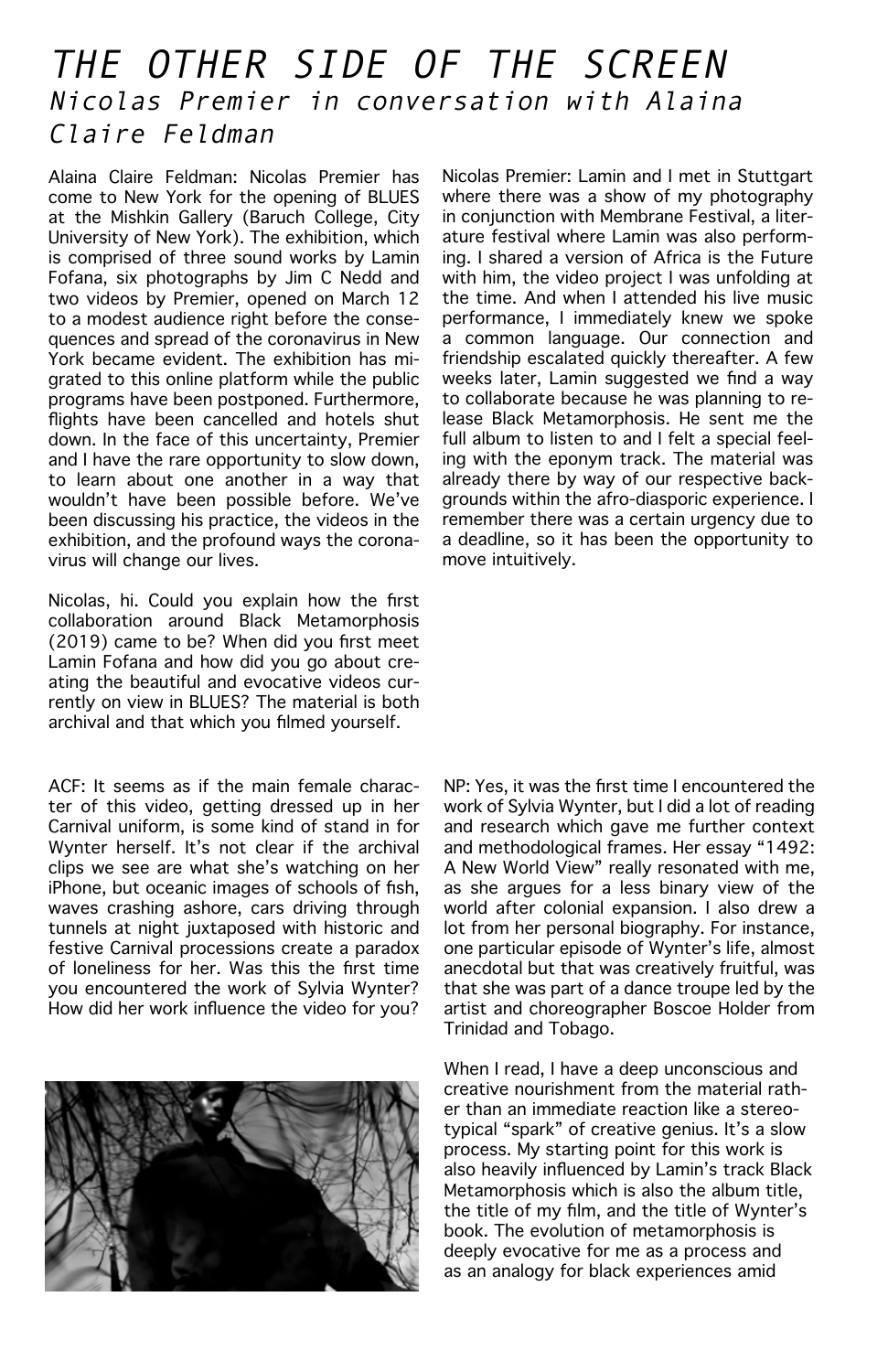# THE OTHER SIDE OF THE SCREEN

## Nicolas Premier in conversation with Alaina Claire Feldman

Alaina Claire Feldman: Nicolas Premier has come to New York for the opening of BLUES at the Mishkin Gallery (Baruch College, City University of New York). The exhibition, which is comprised of three sound works by Lamin Fofana, six photographs by Jim C Nedd and two videos by Premier, opened on March 12 to a modest audience right before the consequences and spread of the coronavirus in New York became evident. The exhibition has migrated to this online platform while the public programs have been postponed. Furthermore, flights have been cancelled and hotels shut down. In the face of this uncertainty, Premier and I have the rare opportunity to slow down, to learn about one another in a way that wouldn't have been possible before. We've been discussing his practice, the videos in the exhibition, and the profound ways the coronavirus will change our lives.

Nicolas, hi. Could you explain how the first collaboration around Black Metamorphosis (2019) came to be? When did you first meet Lamin Fofana and how did you go about creating the beautiful and evocative videos currently on view in BLUES? The material is both archival and that which you filmed yourself.

Nicolas Premier: Lamin and I met in Stuttgart where there was a show of my photography in conjunction with Membrane Festival, a literature festival where Lamin was also performing. I shared a version of Africa is the Future with him, the video project I was unfolding at the time. And when I attended his live music performance, I immediately knew we spoke a common language. Our connection and friendship escalated quickly thereafter. A few weeks later, Lamin suggested we find a way to collaborate because he was planning to release Black Metamorphosis. He sent me the full album to listen to and I felt a special feeling with the eponym track. The material was already there by way of our respective backgrounds within the afro-diasporic experience. I remember there was a certain urgency due to a deadline, so it has been the opportunity to move intuitively.

ACF: It seems as if the main female character of this video, getting dressed up in her Carnival uniform, is some kind of stand in for Wynter herself. It's not clear if the archival clips we see are what she's watching on her iPhone, but oceanic images of schools of fish, waves crashing ashore, cars driving through tunnels at night juxtaposed with historic and festive Carnival processions create a paradox of loneliness for her. Was this the first time you encountered the work of Sylvia Wynter? How did her work influence the video for you?

NP: Yes, it was the first time I encountered the work of Sylvia Wynter, but I did a lot of reading and research which gave me further context and methodological frames. Her essay "1492: A New World View" really resonated with me, as she argues for a less binary view of the world after colonial expansion. I also drew a lot from her personal biography. For instance, one particular episode of Wynter's life, almost anecdotal but that was creatively fruitful, was that she was part of a dance troupe led by the artist and choreographer Boscoe Holder from Trinidad and Tobago.

When I read, I have a deep unconscious and creative nourishment from the material rather than an immediate reaction like a stereotypical "spark" of creative genius. It's a slow process. My starting point for this work is also heavily influenced by Lamin's track Black Metamorphosis which is also the album title, the title of my film, and the title of Wynter's book. The evolution of metamorphosis is deeply evocative for me as a process and as an analogy for black experiences amid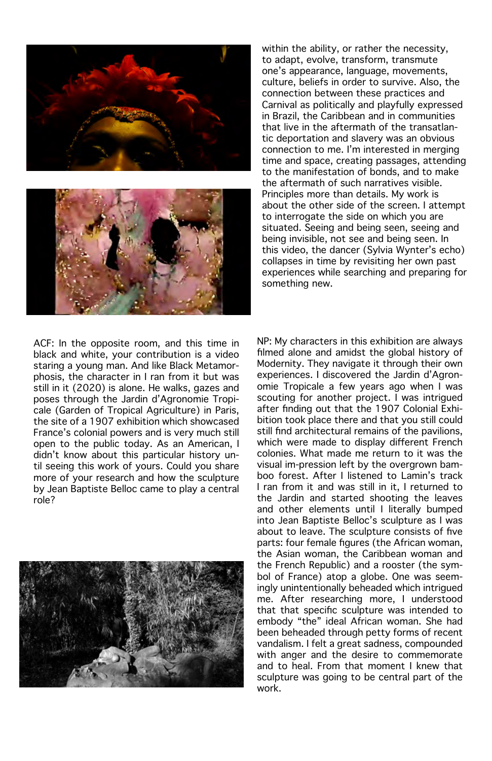within the ability, or rather the necessity, to adapt, evolve, transform, transmute one's appearance, language, movements, culture, beliefs in order to survive. Also, the connection between these practices and Carnival as politically and playfully expressed in Brazil, the Caribbean and in communities that live in the aftermath of the transatlantic deportation and slavery was an obvious connection to me. I'm interested in merging time and space, creating passages, attending to the manifestation of bonds, and to make the aftermath of such narratives visible. Principles more than details. My work is about the other side of the screen. I attempt to interrogate the side on which you are situated. Seeing and being seen, seeing and being invisible, not see and being seen. In this video, the dancer (Sylvia Wynter's echo) collapses in time by revisiting her own past experiences while searching and preparing for something new.

ACF: In the opposite room, and this time in black and white, your contribution is a video staring a young man. And like Black Metamorphosis, the character in I ran from it but was still in it (2020) is alone. He walks, gazes and poses through the Jardin d'Agronomie Tropicale (Garden of Tropical Agriculture) in Paris, the site of a 1907 exhibition which showcased France's colonial powers and is very much still open to the public today. As an American, I didn't know about this particular history until seeing this work of yours. Could you share more of your research and how the sculpture by Jean Baptiste Belloc came to play a central role?

NP: My characters in this exhibition are always filmed alone and amidst the global history of Modernity. They navigate it through their own experiences. I discovered the Jardin d'Agronomie Tropicale a few years ago when I was scouting for another project. I was intrigued after finding out that the 1907 Colonial Exhibition took place there and that you still could still find architectural remains of the pavilions, which were made to display different French colonies. What made me return to it was the visual im-pression left by the overgrown bamboo forest. After I listened to Lamin's track I ran from it and was still in it, I returned to the Jardin and started shooting the leaves and other elements until I literally bumped into Jean Baptiste Belloc's sculpture as I was about to leave. The sculpture consists of five parts: four female figures (the African woman, the Asian woman, the Caribbean woman and the French Republic) and a rooster (the symbol of France) atop a globe. One was seemingly unintentionally beheaded which intrigued me. After researching more, I understood that that specific sculpture was intended to embody "the" ideal African woman. She had been beheaded through petty forms of recent vandalism. I felt a great sadness, compounded with anger and the desire to commemorate and to heal. From that moment I knew that that sculpture was going to be central part of the work.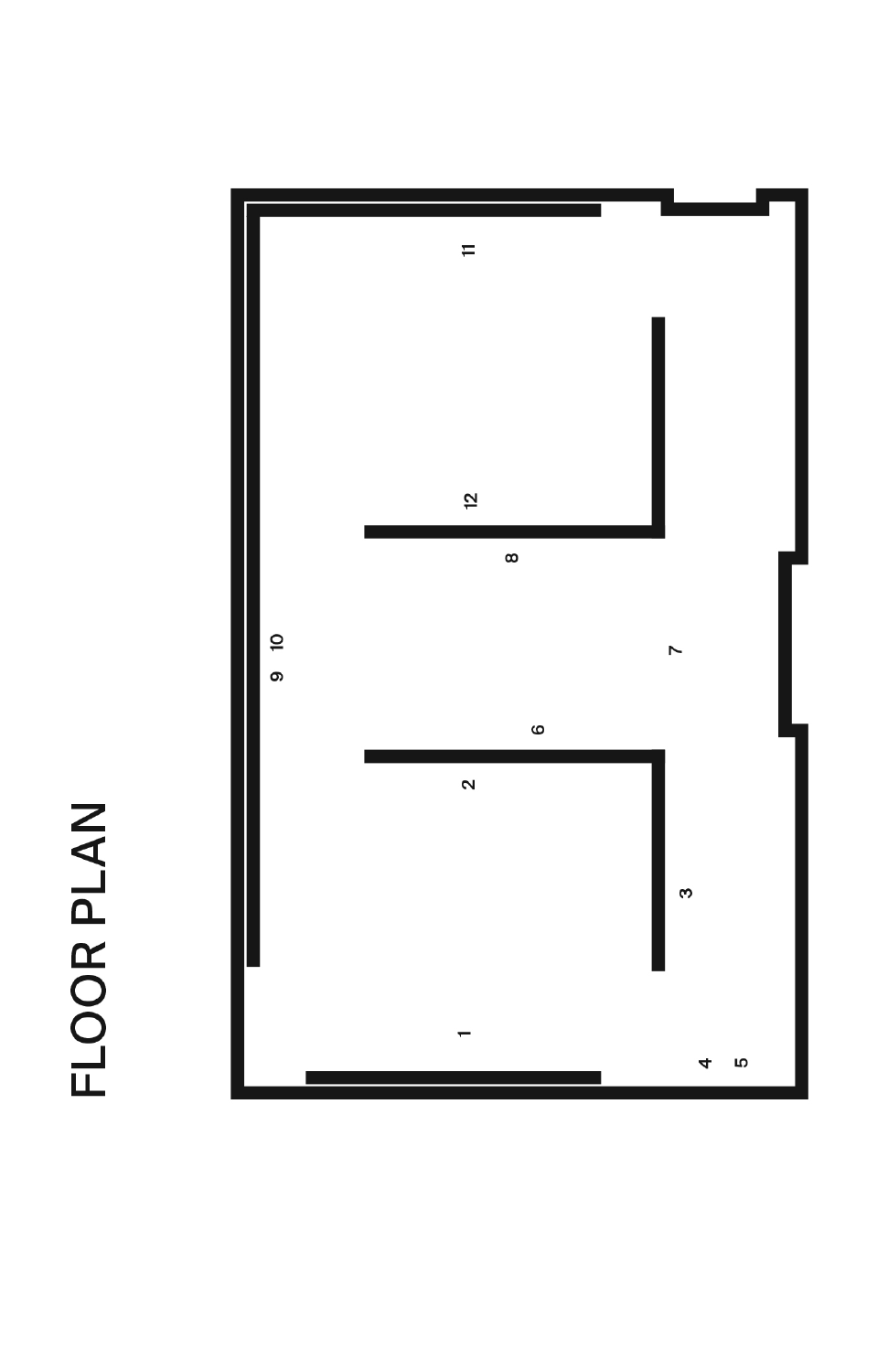# FLOOR PLAN

1

2

3

4

5

6

7

8

9

10

11

12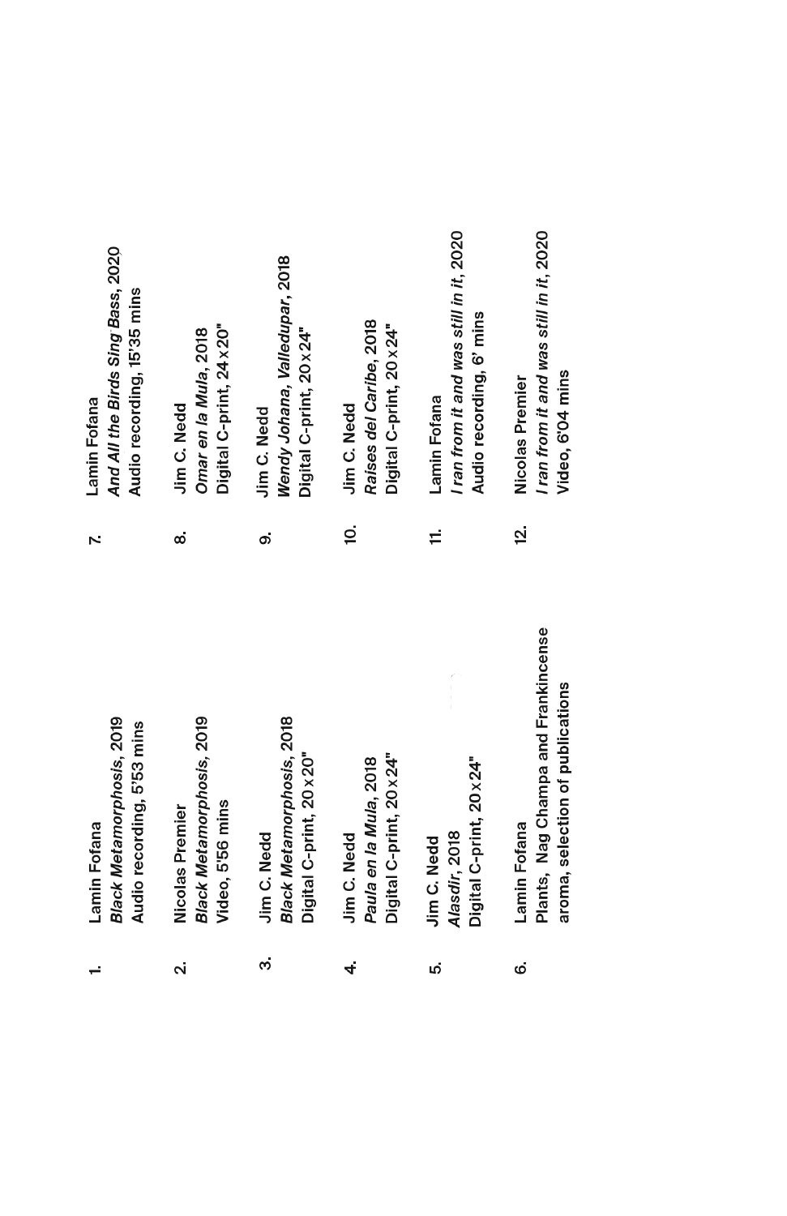1. Lamin Fofana
   ***Black Metamorphosis*, 2019**
   Audio recording, 5'53 mins

2. Nicolas Premier
   ***Black Metamorphosis*, 2019**
   Video, 5'56 mins

3. Jim C. Nedd
   ***Black Metamorphosis*, 2018**
   Digital C-print, 20 x 20"

4. Jim C. Nedd
   *Paula en la Mula*, 2018
   Digital C-print, 20 x 24"

5. Jim C. Nedd
   *Alasdir*, 2018
   Digital C-print, 20 x 24"

6. Lamin Fofana
   Plants, Nag Champa and Frankincense aroma, selection of publications

7. Lamin Fofana
   *And All the Birds Sing Bass*, 2020
   Audio recording, 15'35 mins

8. Jim C. Nedd
   *Omar en la Mula*, 2018
   Digital C-print, 24 x 20"

9. Jim C. Nedd
   *Wendy Johana, Valledupar*, 2018
   Digital C-print, 20 x 24"

10. Jim C. Nedd
    *Raises del Caribe*, 2018
    Digital C-print, 20 x 24"

11. Lamin Fofana
    *I ran from it and was still in it*, 2020
    Audio recording, 6' mins

12. Nicolas Premier
    *I ran from it and was still in it*, 2020
    Video, 6'04 mins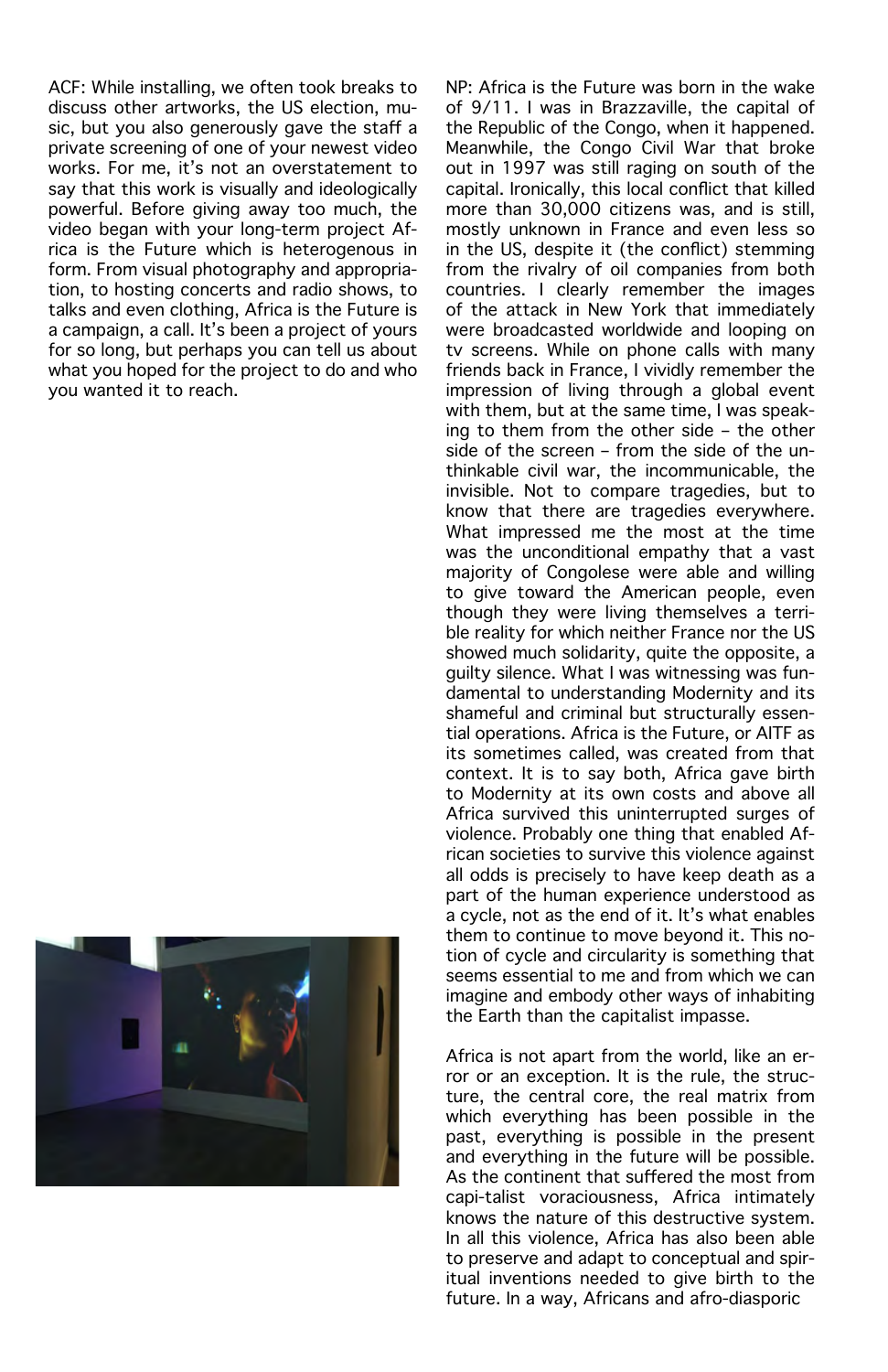ACF: While installing, we often took breaks to discuss other artworks, the US election, music, but you also generously gave the staff a private screening of one of your newest video works. For me, it's not an overstatement to say that this work is visually and ideologically powerful. Before giving away too much, the video began with your long-term project Africa is the Future which is heterogenous in form. From visual photography and appropriation, to hosting concerts and radio shows, to talks and even clothing, Africa is the Future is a campaign, a call. It's been a project of yours for so long, but perhaps you can tell us about what you hoped for the project to do and who you wanted it to reach.

NP: Africa is the Future was born in the wake of 9/11. I was in Brazzaville, the capital of the Republic of the Congo, when it happened. Meanwhile, the Congo Civil War that broke out in 1997 was still raging on south of the capital. Ironically, this local conflict that killed more than 30,000 citizens was, and is still, mostly unknown in France and even less so in the US, despite it (the conflict) stemming from the rivalry of oil companies from both countries. I clearly remember the images of the attack in New York that immediately were broadcasted worldwide and looping on tv screens. While on phone calls with many friends back in France, I vividly remember the impression of living through a global event with them, but at the same time, I was speaking to them from the other side – the other side of the screen – from the side of the unthinkable civil war, the incommunicable, the invisible. Not to compare tragedies, but to know that there are tragedies everywhere. What impressed me the most at the time was the unconditional empathy that a vast majority of Congolese were able and willing to give toward the American people, even though they were living themselves a terrible reality for which neither France nor the US showed much solidarity, quite the opposite, a guilty silence. What I was witnessing was fundamental to understanding Modernity and its shameful and criminal but structurally essential operations. Africa is the Future, or AITF as its sometimes called, was created from that context. It is to say both, Africa gave birth to Modernity at its own costs and above all Africa survived this uninterrupted surges of violence. Probably one thing that enabled African societies to survive this violence against all odds is precisely to have keep death as a part of the human experience understood as a cycle, not as the end of it. It's what enables them to continue to move beyond it. This notion of cycle and circularity is something that seems essential to me and from which we can imagine and embody other ways of inhabiting the Earth than the capitalist impasse.

Africa is not apart from the world, like an error or an exception. It is the rule, the structure, the central core, the real matrix from which everything has been possible in the past, everything is possible in the present and everything in the future will be possible. As the continent that suffered the most from capi-talist voraciousness, Africa intimately knows the nature of this destructive system. In all this violence, Africa has also been able to preserve and adapt to conceptual and spiritual inventions needed to give birth to the future. In a way, Africans and afro-diasporic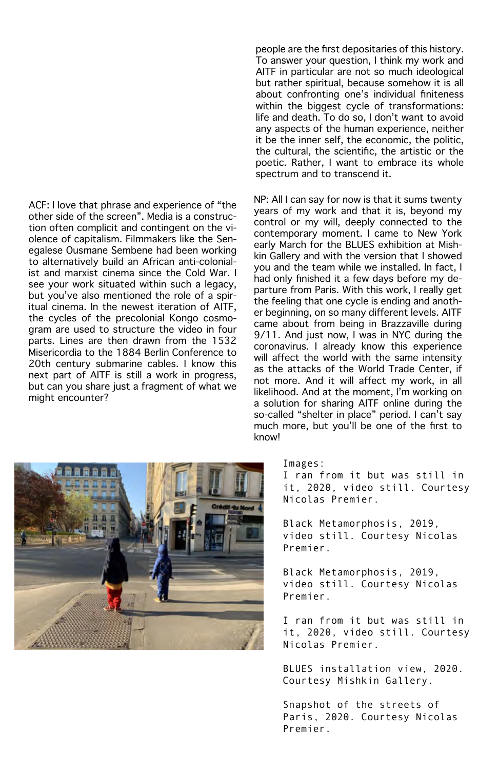people are the first depositaries of this history. To answer your question, I think my work and AITF in particular are not so much ideological but rather spiritual, because somehow it is all about confronting one's individual finiteness within the biggest cycle of transformations: life and death. To do so, I don't want to avoid any aspects of the human experience, neither it be the inner self, the economic, the politic, the cultural, the scientific, the artistic or the poetic. Rather, I want to embrace its whole spectrum and to transcend it.

ACF: I love that phrase and experience of "the other side of the screen". Media is a construction often complicit and contingent on the violence of capitalism. Filmmakers like the Senegalese Ousmane Sembene had been working to alternatively build an African anti-colonialist and marxist cinema since the Cold War. I see your work situated within such a legacy, but you've also mentioned the role of a spiritual cinema. In the newest iteration of AITF, the cycles of the precolonial Kongo cosmogram are used to structure the video in four parts. Lines are then drawn from the 1532 Misericordia to the 1884 Berlin Conference to 20th century submarine cables. I know this next part of AITF is still a work in progress, but can you share just a fragment of what we might encounter?

NP: All I can say for now is that it sums twenty years of my work and that it is, beyond my control or my will, deeply connected to the contemporary moment. I came to New York early March for the BLUES exhibition at Mishkin Gallery and with the version that I showed you and the team while we installed. In fact, I had only finished it a few days before my departure from Paris. With this work, I really get the feeling that one cycle is ending and another beginning, on so many different levels. AITF came about from being in Brazzaville during 9/11. And just now, I was in NYC during the coronavirus. I already know this experience will affect the world with the same intensity as the attacks of the World Trade Center, if not more. And it will affect my work, in all likelihood. And at the moment, I'm working on a solution for sharing AITF online during the so-called "shelter in place" period. I can't say much more, but you'll be one of the first to know!

Images:
I ran from it but was still in it, 2020, video still. Courtesy Nicolas Premier.

Black Metamorphosis, 2019, video still. Courtesy Nicolas Premier.

Black Metamorphosis, 2019, video still. Courtesy Nicolas Premier.

I ran from it but was still in it, 2020, video still. Courtesy Nicolas Premier.

BLUES installation view, 2020. Courtesy Mishkin Gallery.

Snapshot of the streets of Paris, 2020. Courtesy Nicolas Premier.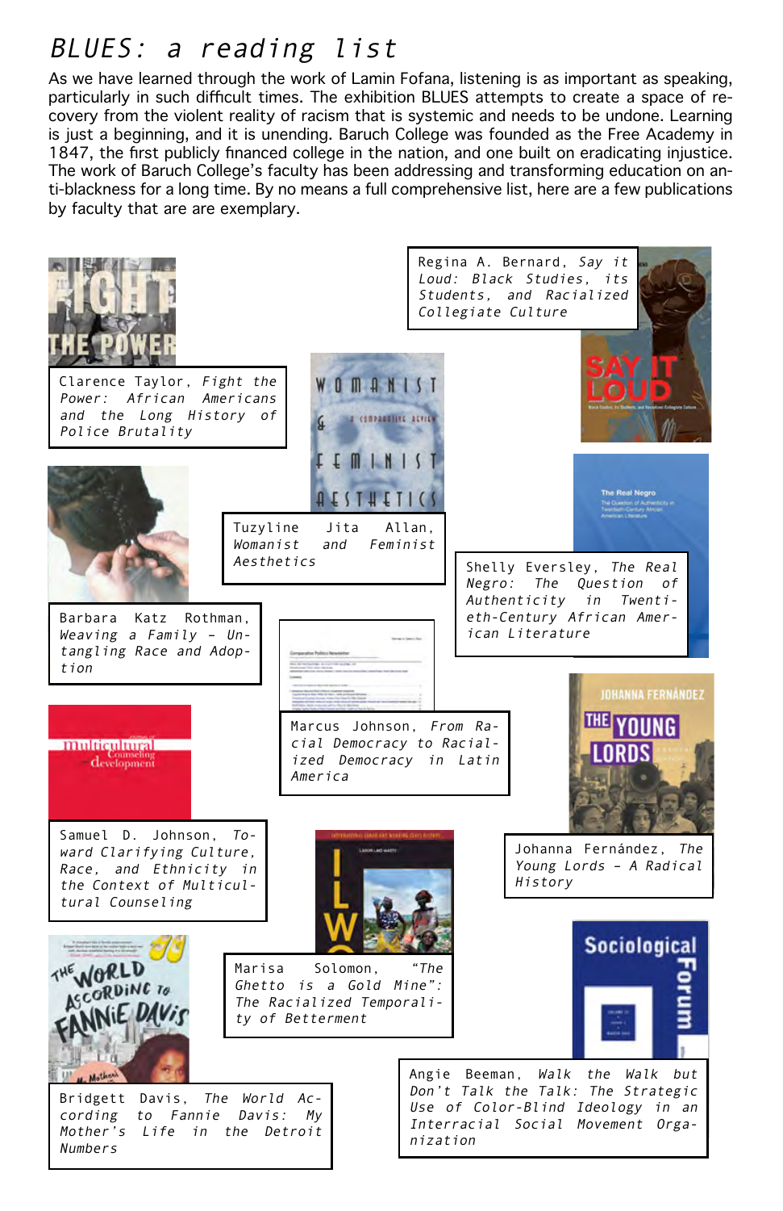# *BLUES: a reading list*

As we have learned through the work of Lamin Fofana, listening is as important as speaking, particularly in such difficult times. The exhibition BLUES attempts to create a space of recovery from the violent reality of racism that is systemic and needs to be undone. Learning is just a beginning, and it is unending. Baruch College was founded as the Free Academy in 1847, the first publicly financed college in the nation, and one built on eradicating injustice. The work of Baruch College's faculty has been addressing and transforming education on anti-blackness for a long time. By no means a full comprehensive list, here are a few publications by faculty that are are exemplary.

Regina A. Bernard, *Say it Loud: Black Studies, its Students, and Racialized Collegiate Culture*

Clarence Taylor, *Fight the Power: African Americans and the Long History of Police Brutality*

Tuzyline Jita Allan, *Womanist and Feminist Aesthetics*

Shelly Eversley, *The Real Negro: The Question of Authenticity in Twentieth-Century African American Literature*

Barbara Katz Rothman, *Weaving a Family – Untangling Race and Adoption*

Marcus Johnson, *From Racial Democracy to Racialized Democracy in Latin America*

Johanna Fernández, *The Young Lords – A Radical History*

Samuel D. Johnson, *Toward Clarifying Culture, Race, and Ethnicity in the Context of Multicultural Counseling*

Marisa Solomon, *"The Ghetto is a Gold Mine": The Racialized Temporality of Betterment*

Angie Beeman, *Walk the Walk but Don't Talk the Talk: The Strategic Use of Color-Blind Ideology in an Interracial Social Movement Organization*

Bridgett Davis, *The World According to Fannie Davis: My Mother's Life in the Detroit Numbers*